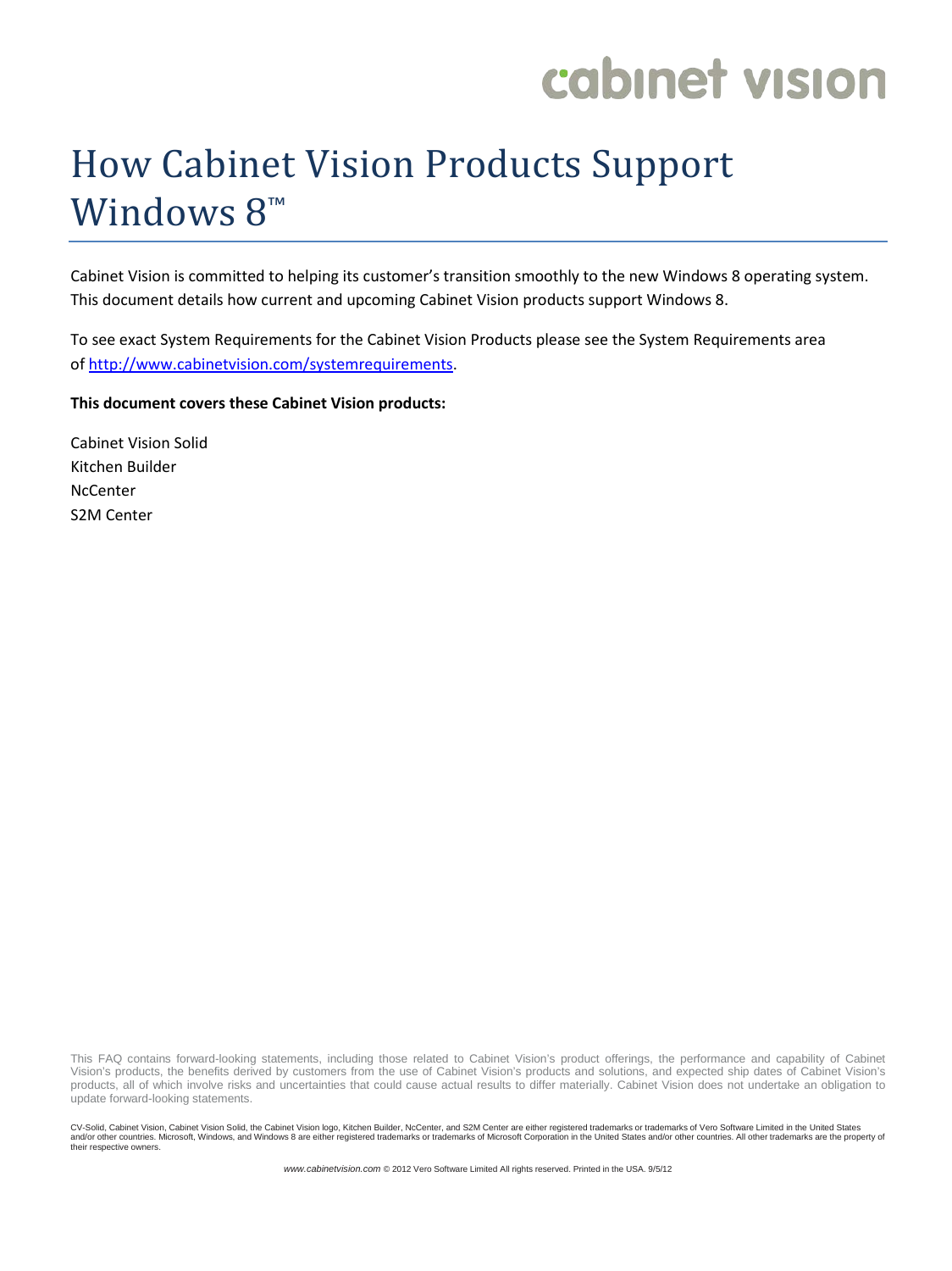cabinet vision

# How Cabinet Vision Products Support Windows 8™

Cabinet Vision is committed to helping its customer's transition smoothly to the new Windows 8 operating system. This document details how current and upcoming Cabinet Vision products support Windows 8.

To see exact System Requirements for the Cabinet Vision Products please see the System Requirements area of [http://www.cabinetvision.com/systemrequirements](http://www.cabinetvision.com/systemrequirements).

**This document covers these Cabinet Vision products:**

Cabinet Vision Solid
Kitchen Builder
NcCenter
S2M Center

This FAQ contains forward-looking statements, including those related to Cabinet Vision's product offerings, the performance and capability of Cabinet Vision's products, the benefits derived by customers from the use of Cabinet Vision's products and solutions, and expected ship dates of Cabinet Vision's products, all of which involve risks and uncertainties that could cause actual results to differ materially. Cabinet Vision does not undertake an obligation to update forward-looking statements.

CV-Solid, Cabinet Vision, Cabinet Vision Solid, the Cabinet Vision logo, Kitchen Builder, NcCenter, and S2M Center are either registered trademarks or trademarks of Vero Software Limited in the United States and/or other countries. Microsoft, Windows, and Windows 8 are either registered trademarks or trademarks of Microsoft Corporation in the United States and/or other countries. All other trademarks are the property of their respective owners.

*www.cabinetvision.com* © 2012 Vero Software Limited All rights reserved. Printed in the USA. 9/5/12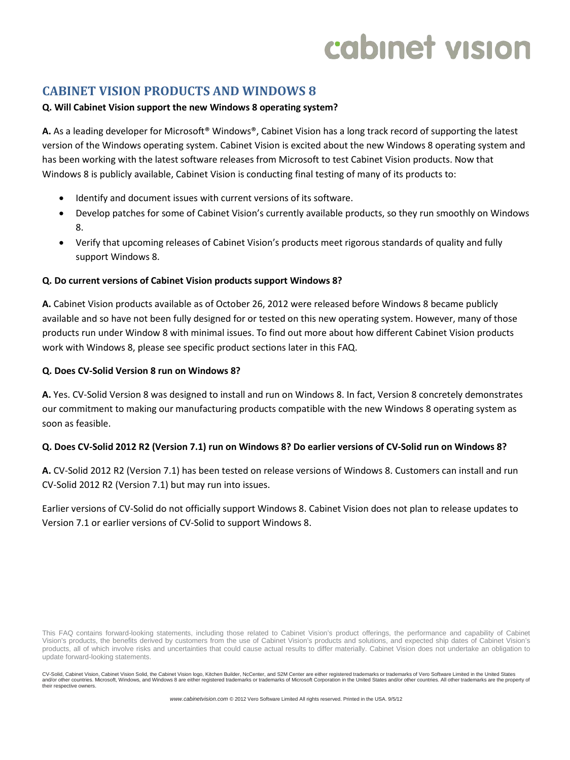## CABINET VISION PRODUCTS AND WINDOWS 8

**Q. Will Cabinet Vision support the new Windows 8 operating system?**

**A.** As a leading developer for Microsoft® Windows®, Cabinet Vision has a long track record of supporting the latest version of the Windows operating system. Cabinet Vision is excited about the new Windows 8 operating system and has been working with the latest software releases from Microsoft to test Cabinet Vision products. Now that Windows 8 is publicly available, Cabinet Vision is conducting final testing of many of its products to:

- Identify and document issues with current versions of its software.
- Develop patches for some of Cabinet Vision's currently available products, so they run smoothly on Windows 8.
- Verify that upcoming releases of Cabinet Vision's products meet rigorous standards of quality and fully support Windows 8.

**Q. Do current versions of Cabinet Vision products support Windows 8?**

**A.** Cabinet Vision products available as of October 26, 2012 were released before Windows 8 became publicly available and so have not been fully designed for or tested on this new operating system. However, many of those products run under Window 8 with minimal issues. To find out more about how different Cabinet Vision products work with Windows 8, please see specific product sections later in this FAQ.

**Q. Does CV-Solid Version 8 run on Windows 8?**

**A.** Yes. CV-Solid Version 8 was designed to install and run on Windows 8. In fact, Version 8 concretely demonstrates our commitment to making our manufacturing products compatible with the new Windows 8 operating system as soon as feasible.

**Q. Does CV-Solid 2012 R2 (Version 7.1) run on Windows 8? Do earlier versions of CV-Solid run on Windows 8?**

**A.** CV-Solid 2012 R2 (Version 7.1) has been tested on release versions of Windows 8. Customers can install and run CV-Solid 2012 R2 (Version 7.1) but may run into issues.

Earlier versions of CV-Solid do not officially support Windows 8. Cabinet Vision does not plan to release updates to Version 7.1 or earlier versions of CV-Solid to support Windows 8.

This FAQ contains forward-looking statements, including those related to Cabinet Vision's product offerings, the performance and capability of Cabinet Vision's products, the benefits derived by customers from the use of Cabinet Vision's products and solutions, and expected ship dates of Cabinet Vision's products, all of which involve risks and uncertainties that could cause actual results to differ materially. Cabinet Vision does not undertake an obligation to update forward-looking statements.

CV-Solid, Cabinet Vision, Cabinet Vision Solid, the Cabinet Vision logo, Kitchen Builder, NcCenter, and S2M Center are either registered trademarks or trademarks of Vero Software Limited in the United States and/or other countries. Microsoft, Windows, and Windows 8 are either registered trademarks or trademarks of Microsoft Corporation in the United States and/or other countries. All other trademarks are the property of their respective owners.

*www.cabinetvision.com* © 2012 Vero Software Limited All rights reserved. Printed in the USA. 9/5/12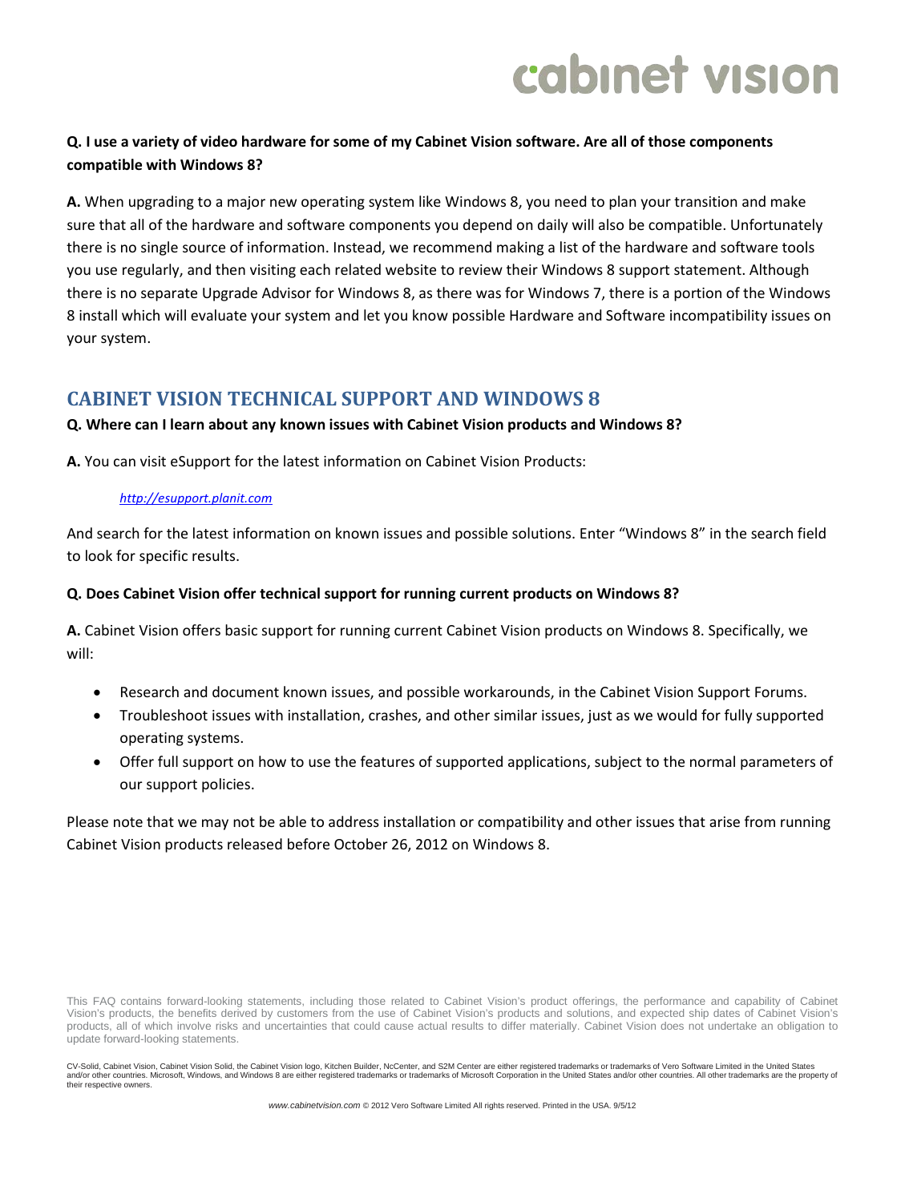**Q. I use a variety of video hardware for some of my Cabinet Vision software. Are all of those components compatible with Windows 8?**

**A.** When upgrading to a major new operating system like Windows 8, you need to plan your transition and make sure that all of the hardware and software components you depend on daily will also be compatible. Unfortunately there is no single source of information. Instead, we recommend making a list of the hardware and software tools you use regularly, and then visiting each related website to review their Windows 8 support statement. Although there is no separate Upgrade Advisor for Windows 8, as there was for Windows 7, there is a portion of the Windows 8 install which will evaluate your system and let you know possible Hardware and Software incompatibility issues on your system.

## CABINET VISION TECHNICAL SUPPORT AND WINDOWS 8

**Q. Where can I learn about any known issues with Cabinet Vision products and Windows 8?**

**A.** You can visit eSupport for the latest information on Cabinet Vision Products:

*http://esupport.planit.com*

And search for the latest information on known issues and possible solutions. Enter "Windows 8" in the search field to look for specific results.

**Q. Does Cabinet Vision offer technical support for running current products on Windows 8?**

**A.** Cabinet Vision offers basic support for running current Cabinet Vision products on Windows 8. Specifically, we will:

- Research and document known issues, and possible workarounds, in the Cabinet Vision Support Forums.
- Troubleshoot issues with installation, crashes, and other similar issues, just as we would for fully supported operating systems.
- Offer full support on how to use the features of supported applications, subject to the normal parameters of our support policies.

Please note that we may not be able to address installation or compatibility and other issues that arise from running Cabinet Vision products released before October 26, 2012 on Windows 8.

This FAQ contains forward-looking statements, including those related to Cabinet Vision's product offerings, the performance and capability of Cabinet Vision's products, the benefits derived by customers from the use of Cabinet Vision's products and solutions, and expected ship dates of Cabinet Vision's products, all of which involve risks and uncertainties that could cause actual results to differ materially. Cabinet Vision does not undertake an obligation to update forward-looking statements.

CV-Solid, Cabinet Vision, Cabinet Vision Solid, the Cabinet Vision logo, Kitchen Builder, NcCenter, and S2M Center are either registered trademarks or trademarks of Vero Software Limited in the United States and/or other countries. Microsoft, Windows, and Windows 8 are either registered trademarks or trademarks of Microsoft Corporation in the United States and/or other countries. All other trademarks are the property of their respective owners.

*www.cabinetvision.com* © 2012 Vero Software Limited All rights reserved. Printed in the USA. 9/5/12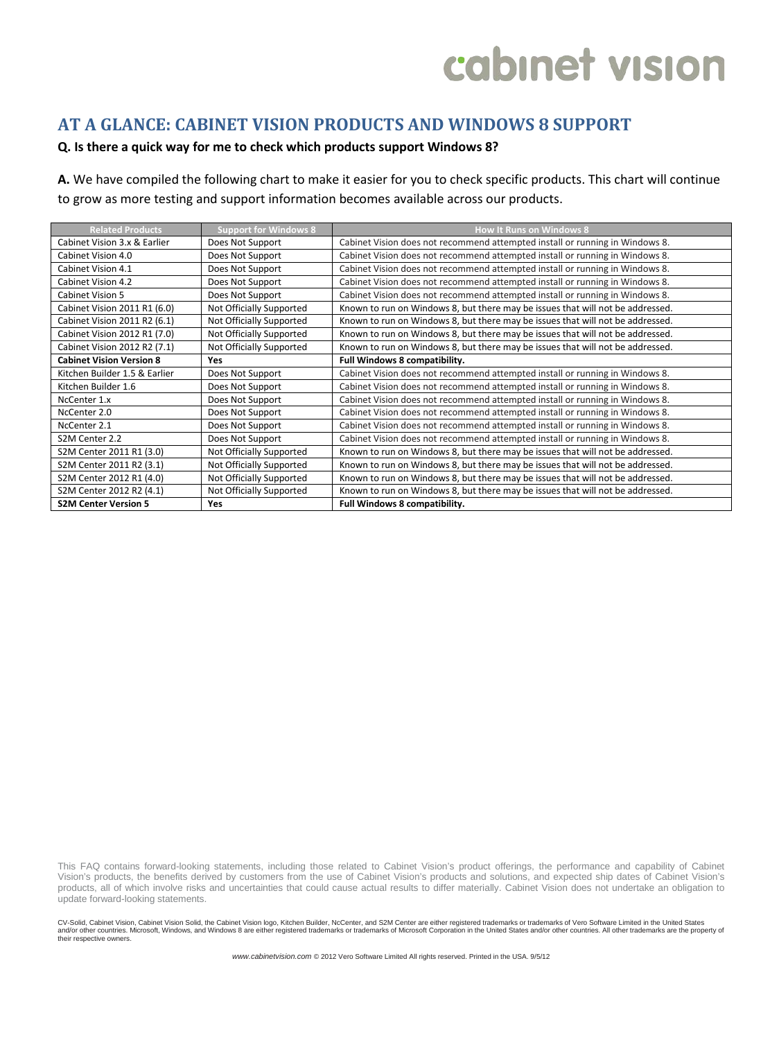cabinet vision

# AT A GLANCE: CABINET VISION PRODUCTS AND WINDOWS 8 SUPPORT

**Q. Is there a quick way for me to check which products support Windows 8?**

**A.** We have compiled the following chart to make it easier for you to check specific products. This chart will continue to grow as more testing and support information becomes available across our products.

| Related Products | Support for Windows 8 | How It Runs on Windows 8 |
|---|---|---|
| Cabinet Vision 3.x & Earlier | Does Not Support | Cabinet Vision does not recommend attempted install or running in Windows 8. |
| Cabinet Vision 4.0 | Does Not Support | Cabinet Vision does not recommend attempted install or running in Windows 8. |
| Cabinet Vision 4.1 | Does Not Support | Cabinet Vision does not recommend attempted install or running in Windows 8. |
| Cabinet Vision 4.2 | Does Not Support | Cabinet Vision does not recommend attempted install or running in Windows 8. |
| Cabinet Vision 5 | Does Not Support | Cabinet Vision does not recommend attempted install or running in Windows 8. |
| Cabinet Vision 2011 R1 (6.0) | Not Officially Supported | Known to run on Windows 8, but there may be issues that will not be addressed. |
| Cabinet Vision 2011 R2 (6.1) | Not Officially Supported | Known to run on Windows 8, but there may be issues that will not be addressed. |
| Cabinet Vision 2012 R1 (7.0) | Not Officially Supported | Known to run on Windows 8, but there may be issues that will not be addressed. |
| Cabinet Vision 2012 R2 (7.1) | Not Officially Supported | Known to run on Windows 8, but there may be issues that will not be addressed. |
| **Cabinet Vision Version 8** | **Yes** | **Full Windows 8 compatibility.** |
| Kitchen Builder 1.5 & Earlier | Does Not Support | Cabinet Vision does not recommend attempted install or running in Windows 8. |
| Kitchen Builder 1.6 | Does Not Support | Cabinet Vision does not recommend attempted install or running in Windows 8. |
| NcCenter 1.x | Does Not Support | Cabinet Vision does not recommend attempted install or running in Windows 8. |
| NcCenter 2.0 | Does Not Support | Cabinet Vision does not recommend attempted install or running in Windows 8. |
| NcCenter 2.1 | Does Not Support | Cabinet Vision does not recommend attempted install or running in Windows 8. |
| S2M Center 2.2 | Does Not Support | Cabinet Vision does not recommend attempted install or running in Windows 8. |
| S2M Center 2011 R1 (3.0) | Not Officially Supported | Known to run on Windows 8, but there may be issues that will not be addressed. |
| S2M Center 2011 R2 (3.1) | Not Officially Supported | Known to run on Windows 8, but there may be issues that will not be addressed. |
| S2M Center 2012 R1 (4.0) | Not Officially Supported | Known to run on Windows 8, but there may be issues that will not be addressed. |
| S2M Center 2012 R2 (4.1) | Not Officially Supported | Known to run on Windows 8, but there may be issues that will not be addressed. |
| **S2M Center Version 5** | **Yes** | **Full Windows 8 compatibility.** |

This FAQ contains forward-looking statements, including those related to Cabinet Vision's product offerings, the performance and capability of Cabinet Vision's products, the benefits derived by customers from the use of Cabinet Vision's products and solutions, and expected ship dates of Cabinet Vision's products, all of which involve risks and uncertainties that could cause actual results to differ materially. Cabinet Vision does not undertake an obligation to update forward-looking statements.

CV-Solid, Cabinet Vision, Cabinet Vision Solid, the Cabinet Vision logo, Kitchen Builder, NcCenter, and S2M Center are either registered trademarks or trademarks of Vero Software Limited in the United States and/or other countries. Microsoft, Windows, and Windows 8 are either registered trademarks or trademarks of Microsoft Corporation in the United States and/or other countries. All other trademarks are the property of their respective owners.

*www.cabinetvision.com* © 2012 Vero Software Limited All rights reserved. Printed in the USA. 9/5/12